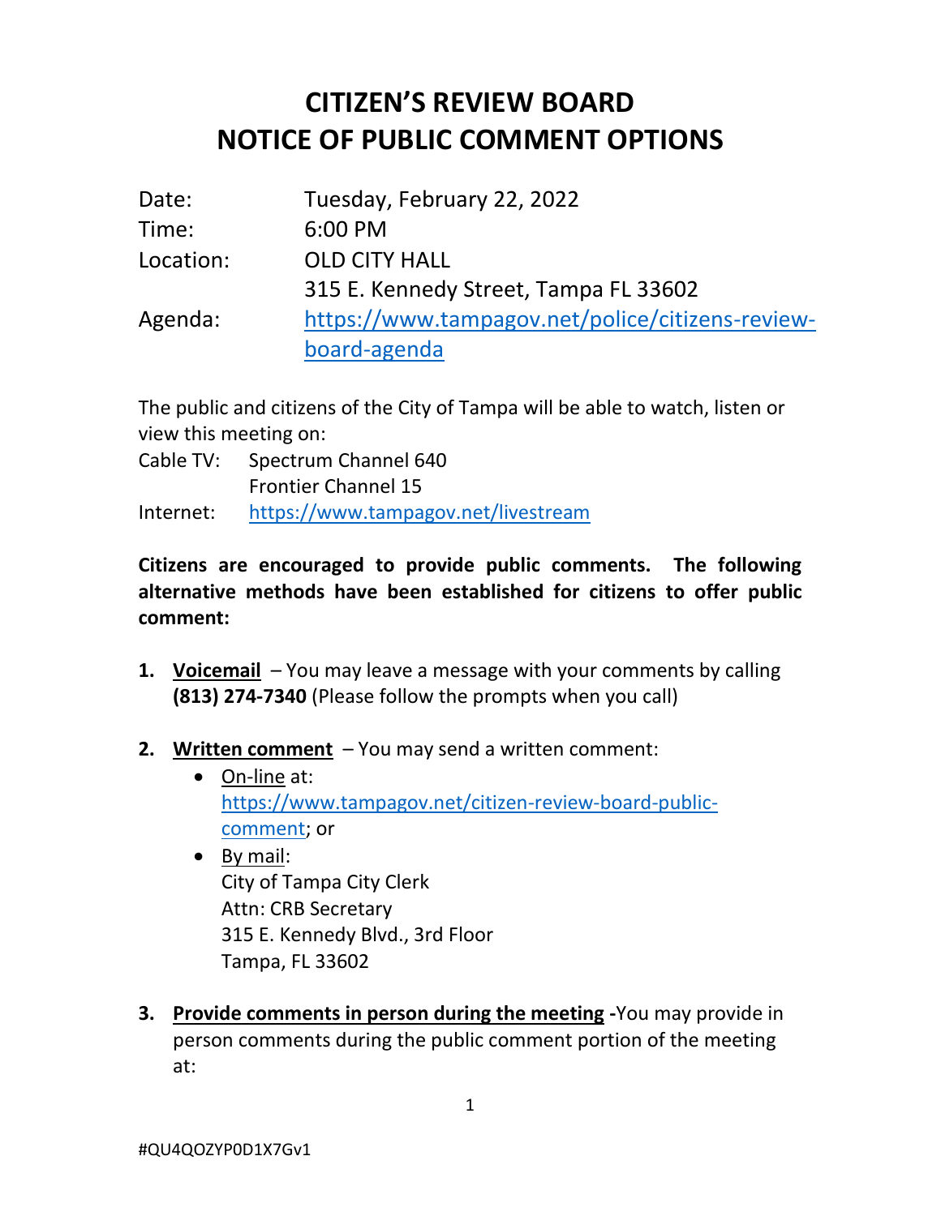# CITIZEN'S REVIEW BOARD
# NOTICE OF PUBLIC COMMENT OPTIONS

| | |
|---|---|
| Date: | Tuesday, February 22, 2022 |
| Time: | 6:00 PM |
| Location: | OLD CITY HALL<br>315 E. Kennedy Street, Tampa FL 33602 |
| Agenda: | https://www.tampagov.net/police/citizens-review-board-agenda |

The public and citizens of the City of Tampa will be able to watch, listen or view this meeting on:

Cable TV: Spectrum Channel 640
Frontier Channel 15

Internet: https://www.tampagov.net/livestream

**Citizens are encouraged to provide public comments. The following alternative methods have been established for citizens to offer public comment:**

1. **Voicemail** – You may leave a message with your comments by calling **(813) 274-7340** (Please follow the prompts when you call)

2. **Written comment** – You may send a written comment:
   - On-line at: https://www.tampagov.net/citizen-review-board-public-comment; or
   - By mail:
     City of Tampa City Clerk
     Attn: CRB Secretary
     315 E. Kennedy Blvd., 3rd Floor
     Tampa, FL 33602

3. **Provide comments in person during the meeting -**You may provide in person comments during the public comment portion of the meeting at:

#QU4QOZYP0D1X7Gv1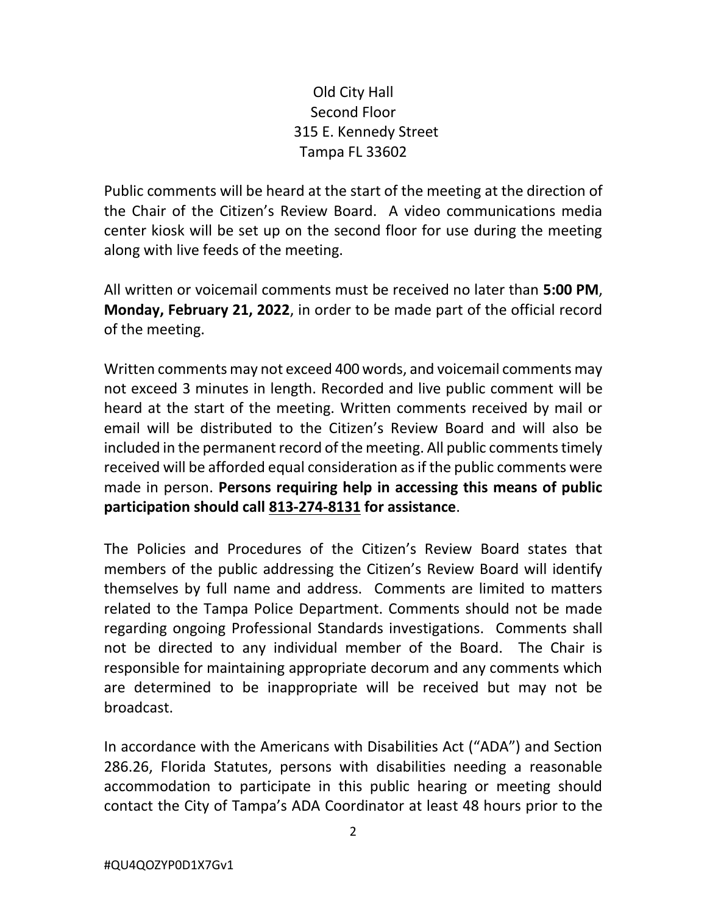Old City Hall
Second Floor
315 E. Kennedy Street
Tampa FL 33602

Public comments will be heard at the start of the meeting at the direction of the Chair of the Citizen's Review Board. A video communications media center kiosk will be set up on the second floor for use during the meeting along with live feeds of the meeting.

All written or voicemail comments must be received no later than **5:00 PM**, **Monday, February 21, 2022**, in order to be made part of the official record of the meeting.

Written comments may not exceed 400 words, and voicemail comments may not exceed 3 minutes in length. Recorded and live public comment will be heard at the start of the meeting. Written comments received by mail or email will be distributed to the Citizen's Review Board and will also be included in the permanent record of the meeting. All public comments timely received will be afforded equal consideration as if the public comments were made in person. **Persons requiring help in accessing this means of public participation should call 813-274-8131 for assistance**.

The Policies and Procedures of the Citizen's Review Board states that members of the public addressing the Citizen's Review Board will identify themselves by full name and address. Comments are limited to matters related to the Tampa Police Department. Comments should not be made regarding ongoing Professional Standards investigations. Comments shall not be directed to any individual member of the Board. The Chair is responsible for maintaining appropriate decorum and any comments which are determined to be inappropriate will be received but may not be broadcast.

In accordance with the Americans with Disabilities Act ("ADA") and Section 286.26, Florida Statutes, persons with disabilities needing a reasonable accommodation to participate in this public hearing or meeting should contact the City of Tampa's ADA Coordinator at least 48 hours prior to the

#QU4QOZYP0D1X7Gv1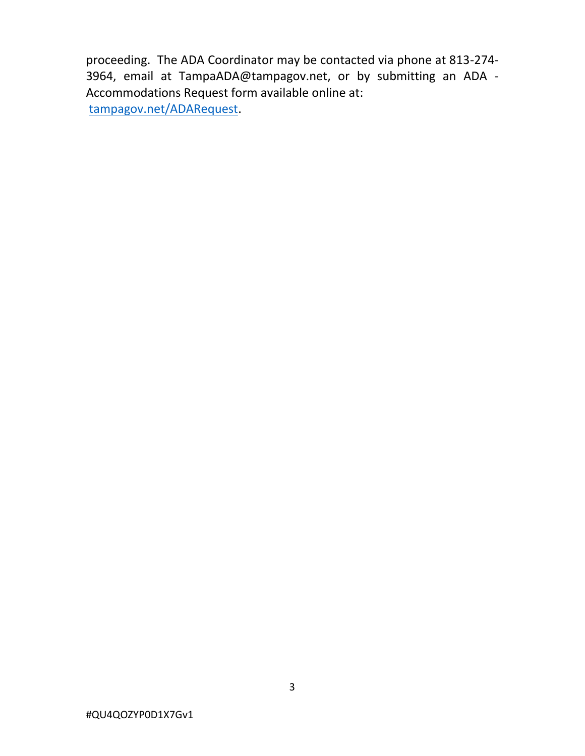proceeding. The ADA Coordinator may be contacted via phone at 813-274-3964, email at TampaADA@tampagov.net, or by submitting an ADA - Accommodations Request form available online at: tampagov.net/ADARequest.

#QU4QOZYP0D1X7Gv1